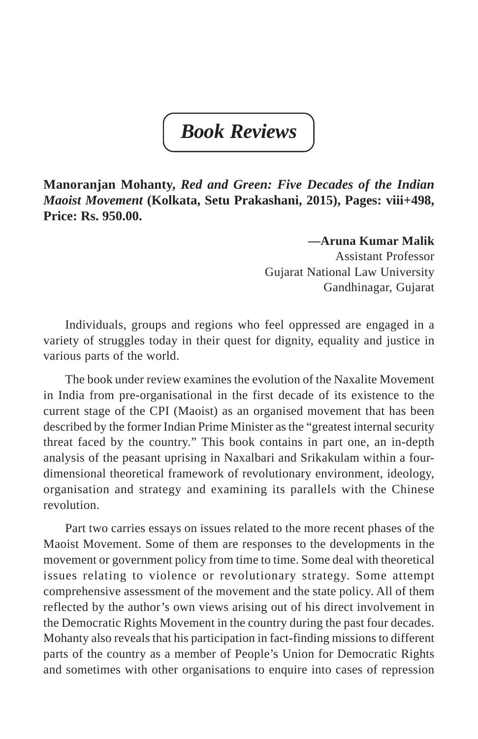# *Book Reviews*

**Manoranjan Mohanty,** ***Red and Green: Five Decades of the Indian Maoist Movement*** **(Kolkata, Setu Prakashani, 2015), Pages: viii+498, Price: Rs. 950.00.**

**—Aruna Kumar Malik**
Assistant Professor
Gujarat National Law University
Gandhinagar, Gujarat

Individuals, groups and regions who feel oppressed are engaged in a variety of struggles today in their quest for dignity, equality and justice in various parts of the world.

The book under review examines the evolution of the Naxalite Movement in India from pre-organisational in the first decade of its existence to the current stage of the CPI (Maoist) as an organised movement that has been described by the former Indian Prime Minister as the "greatest internal security threat faced by the country." This book contains in part one, an in-depth analysis of the peasant uprising in Naxalbari and Srikakulam within a four-dimensional theoretical framework of revolutionary environment, ideology, organisation and strategy and examining its parallels with the Chinese revolution.

Part two carries essays on issues related to the more recent phases of the Maoist Movement. Some of them are responses to the developments in the movement or government policy from time to time. Some deal with theoretical issues relating to violence or revolutionary strategy. Some attempt comprehensive assessment of the movement and the state policy. All of them reflected by the author's own views arising out of his direct involvement in the Democratic Rights Movement in the country during the past four decades. Mohanty also reveals that his participation in fact-finding missions to different parts of the country as a member of People's Union for Democratic Rights and sometimes with other organisations to enquire into cases of repression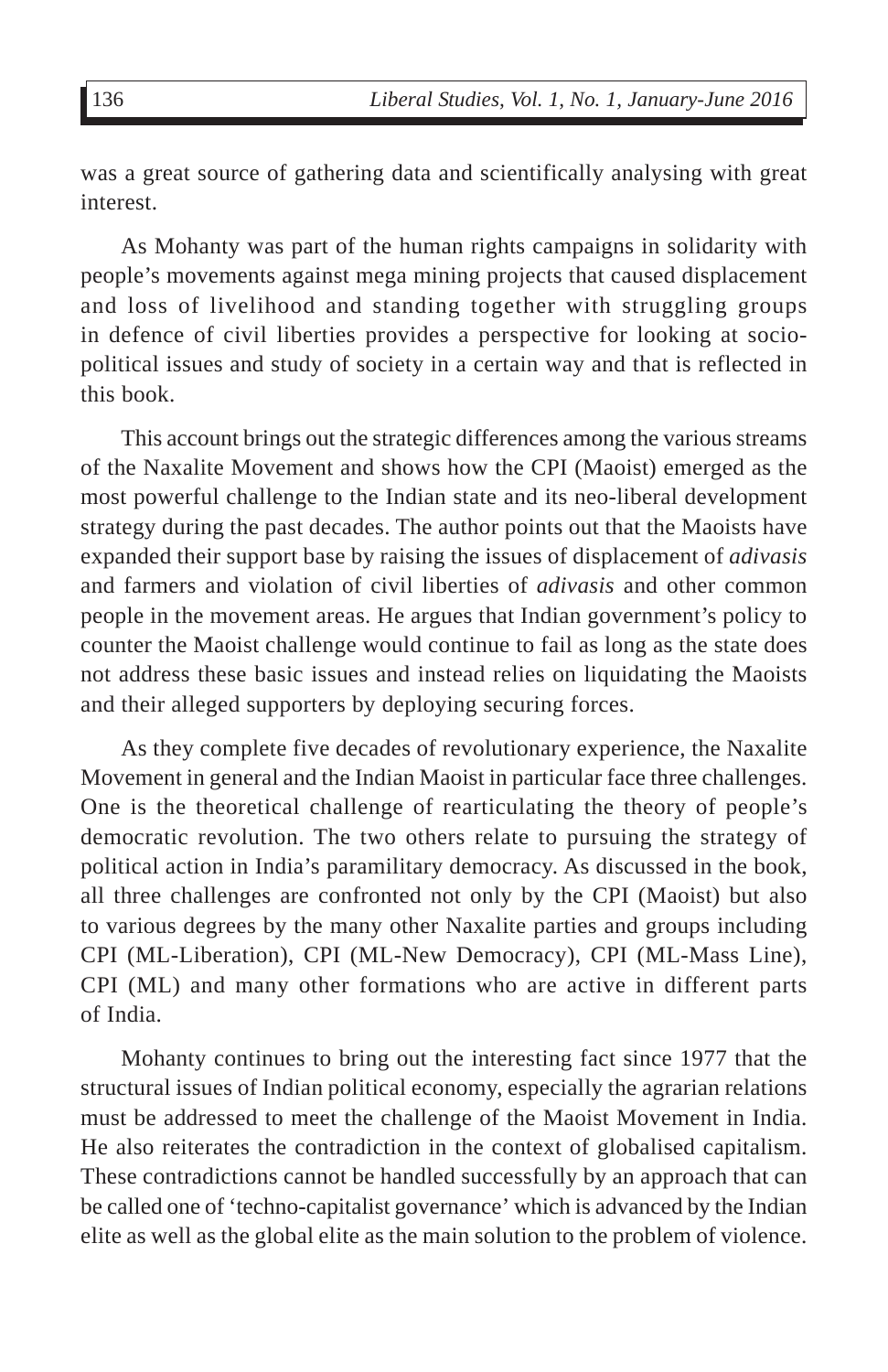was a great source of gathering data and scientifically analysing with great interest.

As Mohanty was part of the human rights campaigns in solidarity with people's movements against mega mining projects that caused displacement and loss of livelihood and standing together with struggling groups in defence of civil liberties provides a perspective for looking at socio-political issues and study of society in a certain way and that is reflected in this book.

This account brings out the strategic differences among the various streams of the Naxalite Movement and shows how the CPI (Maoist) emerged as the most powerful challenge to the Indian state and its neo-liberal development strategy during the past decades. The author points out that the Maoists have expanded their support base by raising the issues of displacement of *adivasis* and farmers and violation of civil liberties of *adivasis* and other common people in the movement areas. He argues that Indian government's policy to counter the Maoist challenge would continue to fail as long as the state does not address these basic issues and instead relies on liquidating the Maoists and their alleged supporters by deploying securing forces.

As they complete five decades of revolutionary experience, the Naxalite Movement in general and the Indian Maoist in particular face three challenges. One is the theoretical challenge of rearticulating the theory of people's democratic revolution. The two others relate to pursuing the strategy of political action in India's paramilitary democracy. As discussed in the book, all three challenges are confronted not only by the CPI (Maoist) but also to various degrees by the many other Naxalite parties and groups including CPI (ML-Liberation), CPI (ML-New Democracy), CPI (ML-Mass Line), CPI (ML) and many other formations who are active in different parts of India.

Mohanty continues to bring out the interesting fact since 1977 that the structural issues of Indian political economy, especially the agrarian relations must be addressed to meet the challenge of the Maoist Movement in India. He also reiterates the contradiction in the context of globalised capitalism. These contradictions cannot be handled successfully by an approach that can be called one of 'techno-capitalist governance' which is advanced by the Indian elite as well as the global elite as the main solution to the problem of violence.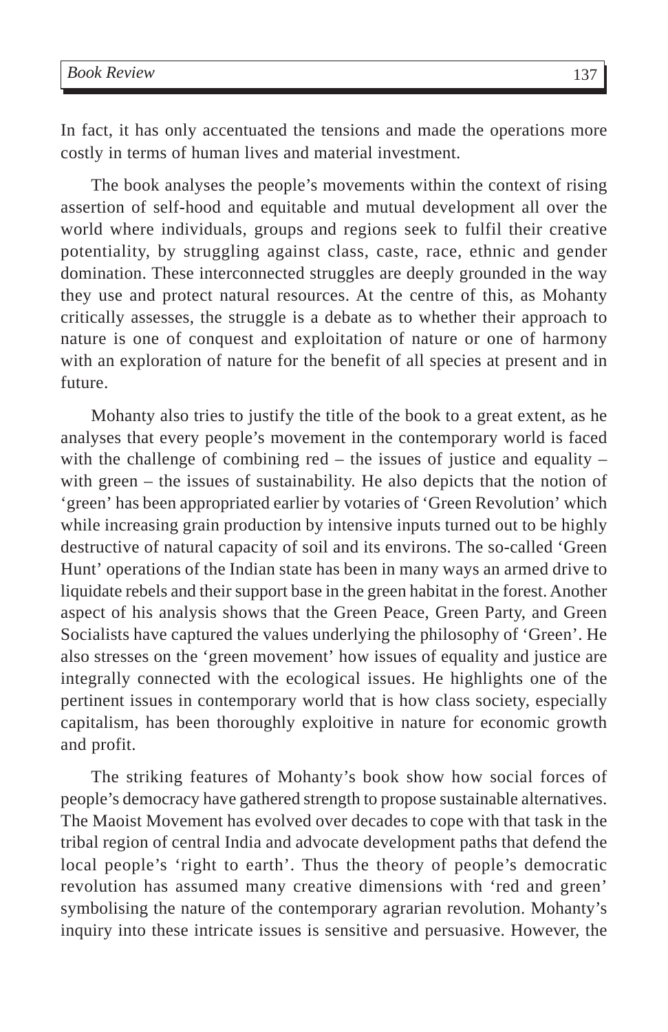In fact, it has only accentuated the tensions and made the operations more costly in terms of human lives and material investment.

The book analyses the people's movements within the context of rising assertion of self-hood and equitable and mutual development all over the world where individuals, groups and regions seek to fulfil their creative potentiality, by struggling against class, caste, race, ethnic and gender domination. These interconnected struggles are deeply grounded in the way they use and protect natural resources. At the centre of this, as Mohanty critically assesses, the struggle is a debate as to whether their approach to nature is one of conquest and exploitation of nature or one of harmony with an exploration of nature for the benefit of all species at present and in future.

Mohanty also tries to justify the title of the book to a great extent, as he analyses that every people's movement in the contemporary world is faced with the challenge of combining red – the issues of justice and equality – with green – the issues of sustainability. He also depicts that the notion of 'green' has been appropriated earlier by votaries of 'Green Revolution' which while increasing grain production by intensive inputs turned out to be highly destructive of natural capacity of soil and its environs. The so-called 'Green Hunt' operations of the Indian state has been in many ways an armed drive to liquidate rebels and their support base in the green habitat in the forest. Another aspect of his analysis shows that the Green Peace, Green Party, and Green Socialists have captured the values underlying the philosophy of 'Green'. He also stresses on the 'green movement' how issues of equality and justice are integrally connected with the ecological issues. He highlights one of the pertinent issues in contemporary world that is how class society, especially capitalism, has been thoroughly exploitive in nature for economic growth and profit.

The striking features of Mohanty's book show how social forces of people's democracy have gathered strength to propose sustainable alternatives. The Maoist Movement has evolved over decades to cope with that task in the tribal region of central India and advocate development paths that defend the local people's 'right to earth'. Thus the theory of people's democratic revolution has assumed many creative dimensions with 'red and green' symbolising the nature of the contemporary agrarian revolution. Mohanty's inquiry into these intricate issues is sensitive and persuasive. However, the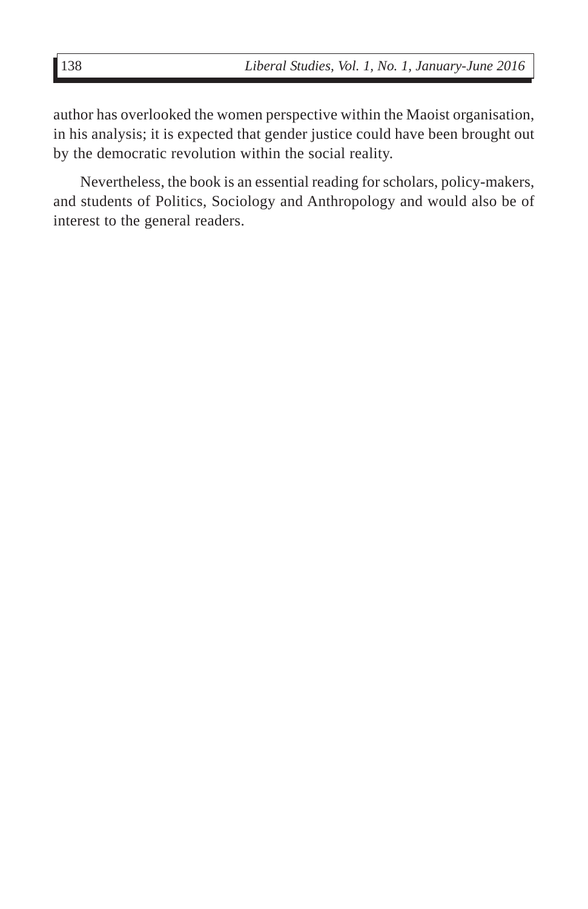author has overlooked the women perspective within the Maoist organisation, in his analysis; it is expected that gender justice could have been brought out by the democratic revolution within the social reality.

Nevertheless, the book is an essential reading for scholars, policy-makers, and students of Politics, Sociology and Anthropology and would also be of interest to the general readers.